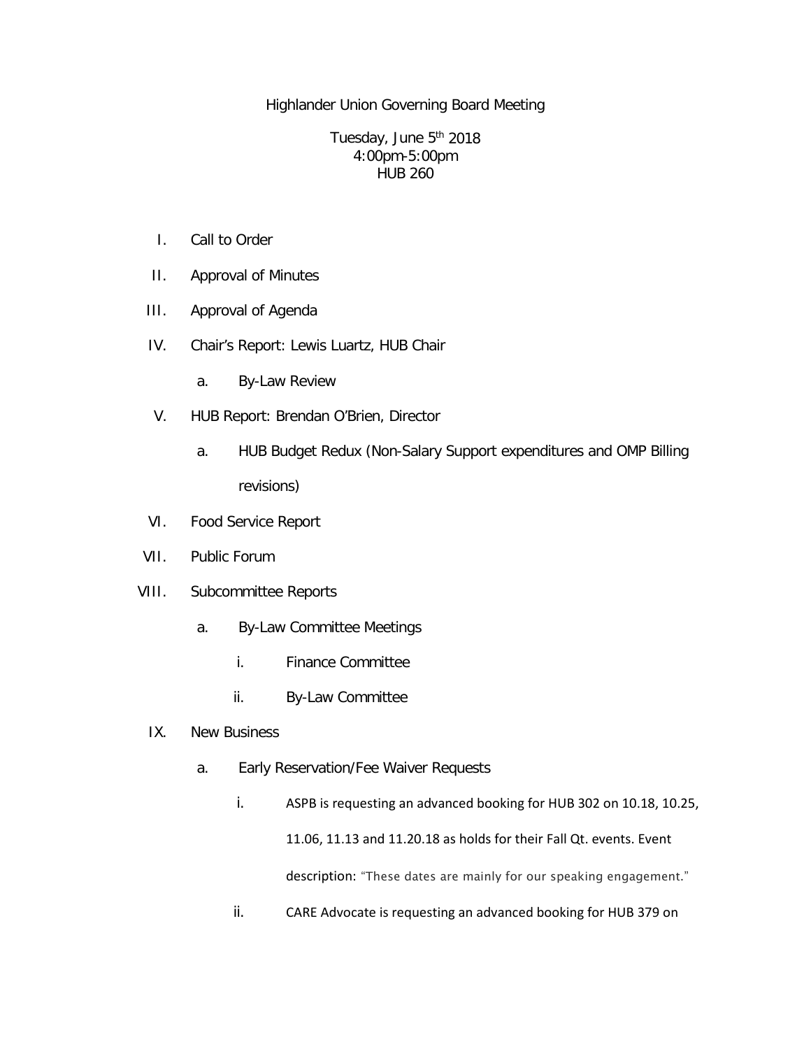Highlander Union Governing Board Meeting

Tuesday, June 5th 2018
4:00pm-5:00pm
HUB 260

I. Call to Order

II. Approval of Minutes

III. Approval of Agenda

IV. Chair's Report: Lewis Luartz, HUB Chair

   a. By-Law Review

V. HUB Report: Brendan O'Brien, Director

   a. HUB Budget Redux (Non-Salary Support expenditures and OMP Billing revisions)

VI. Food Service Report

VII. Public Forum

VIII. Subcommittee Reports

   a. By-Law Committee Meetings

      i. Finance Committee

      ii. By-Law Committee

IX. New Business

   a. Early Reservation/Fee Waiver Requests

      i. ASPB is requesting an advanced booking for HUB 302 on 10.18, 10.25, 11.06, 11.13 and 11.20.18 as holds for their Fall Qt. events. Event description: "These dates are mainly for our speaking engagement."

      ii. CARE Advocate is requesting an advanced booking for HUB 379 on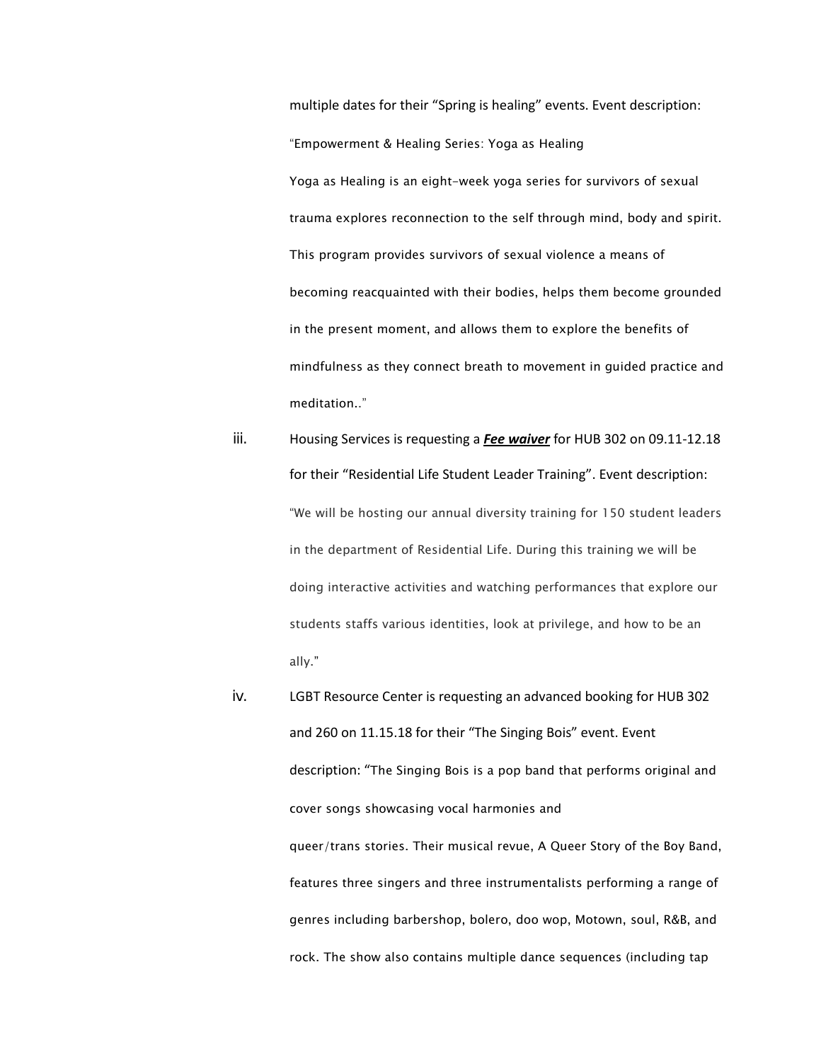multiple dates for their "Spring is healing" events. Event description:

"Empowerment & Healing Series: Yoga as Healing

Yoga as Healing is an eight-week yoga series for survivors of sexual trauma explores reconnection to the self through mind, body and spirit. This program provides survivors of sexual violence a means of becoming reacquainted with their bodies, helps them become grounded in the present moment, and allows them to explore the benefits of mindfulness as they connect breath to movement in guided practice and meditation.."

iii. Housing Services is requesting a ***Fee waiver*** for HUB 302 on 09.11-12.18 for their "Residential Life Student Leader Training". Event description: "We will be hosting our annual diversity training for 150 student leaders in the department of Residential Life. During this training we will be doing interactive activities and watching performances that explore our students staffs various identities, look at privilege, and how to be an ally."

iv. LGBT Resource Center is requesting an advanced booking for HUB 302 and 260 on 11.15.18 for their "The Singing Bois" event. Event description: "The Singing Bois is a pop band that performs original and cover songs showcasing vocal harmonies and queer/trans stories. Their musical revue, A Queer Story of the Boy Band, features three singers and three instrumentalists performing a range of genres including barbershop, bolero, doo wop, Motown, soul, R&B, and rock. The show also contains multiple dance sequences (including tap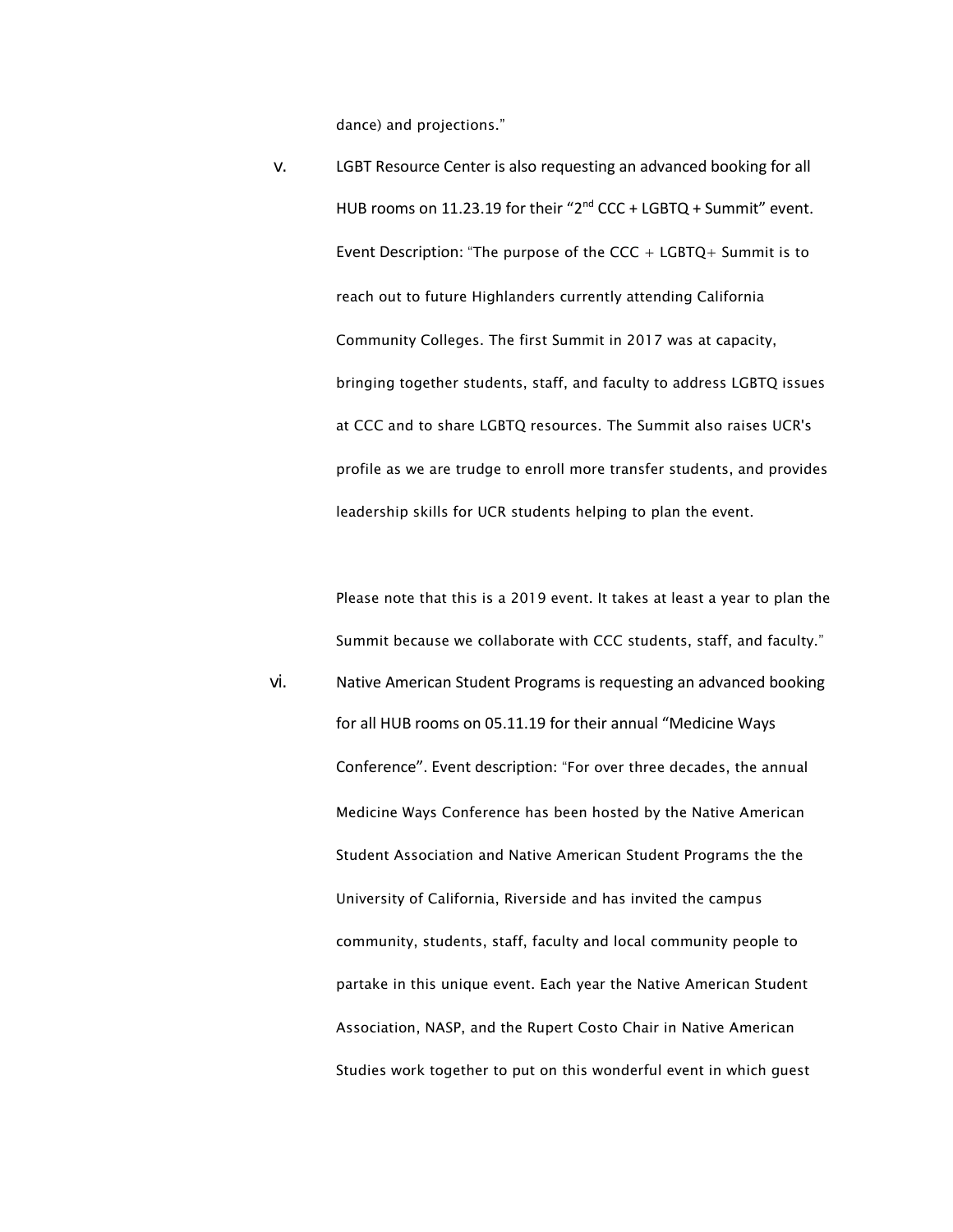dance) and projections."

v. LGBT Resource Center is also requesting an advanced booking for all HUB rooms on 11.23.19 for their "2nd CCC + LGBTQ + Summit" event. Event Description: "The purpose of the CCC + LGBTQ+ Summit is to reach out to future Highlanders currently attending California Community Colleges. The first Summit in 2017 was at capacity, bringing together students, staff, and faculty to address LGBTQ issues at CCC and to share LGBTQ resources. The Summit also raises UCR's profile as we are trudge to enroll more transfer students, and provides leadership skills for UCR students helping to plan the event.

   Please note that this is a 2019 event. It takes at least a year to plan the Summit because we collaborate with CCC students, staff, and faculty."

vi. Native American Student Programs is requesting an advanced booking for all HUB rooms on 05.11.19 for their annual "Medicine Ways Conference". Event description: "For over three decades, the annual Medicine Ways Conference has been hosted by the Native American Student Association and Native American Student Programs the the University of California, Riverside and has invited the campus community, students, staff, faculty and local community people to partake in this unique event. Each year the Native American Student Association, NASP, and the Rupert Costo Chair in Native American Studies work together to put on this wonderful event in which guest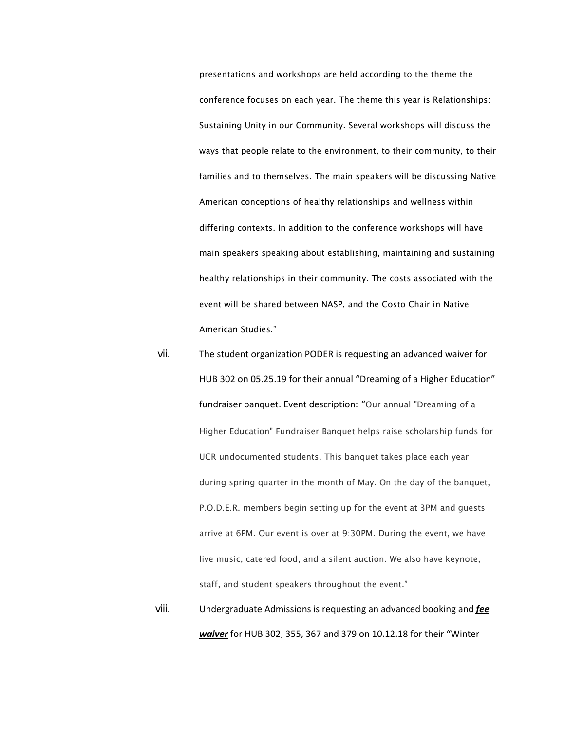presentations and workshops are held according to the theme the conference focuses on each year. The theme this year is Relationships: Sustaining Unity in our Community. Several workshops will discuss the ways that people relate to the environment, to their community, to their families and to themselves. The main speakers will be discussing Native American conceptions of healthy relationships and wellness within differing contexts. In addition to the conference workshops will have main speakers speaking about establishing, maintaining and sustaining healthy relationships in their community. The costs associated with the event will be shared between NASP, and the Costo Chair in Native American Studies."

vii. The student organization PODER is requesting an advanced waiver for HUB 302 on 05.25.19 for their annual "Dreaming of a Higher Education" fundraiser banquet. Event description: "Our annual "Dreaming of a Higher Education" Fundraiser Banquet helps raise scholarship funds for UCR undocumented students. This banquet takes place each year during spring quarter in the month of May. On the day of the banquet, P.O.D.E.R. members begin setting up for the event at 3PM and guests arrive at 6PM. Our event is over at 9:30PM. During the event, we have live music, catered food, and a silent auction. We also have keynote, staff, and student speakers throughout the event."

viii. Undergraduate Admissions is requesting an advanced booking and ***<u>fee waiver</u>*** for HUB 302, 355, 367 and 379 on 10.12.18 for their "Winter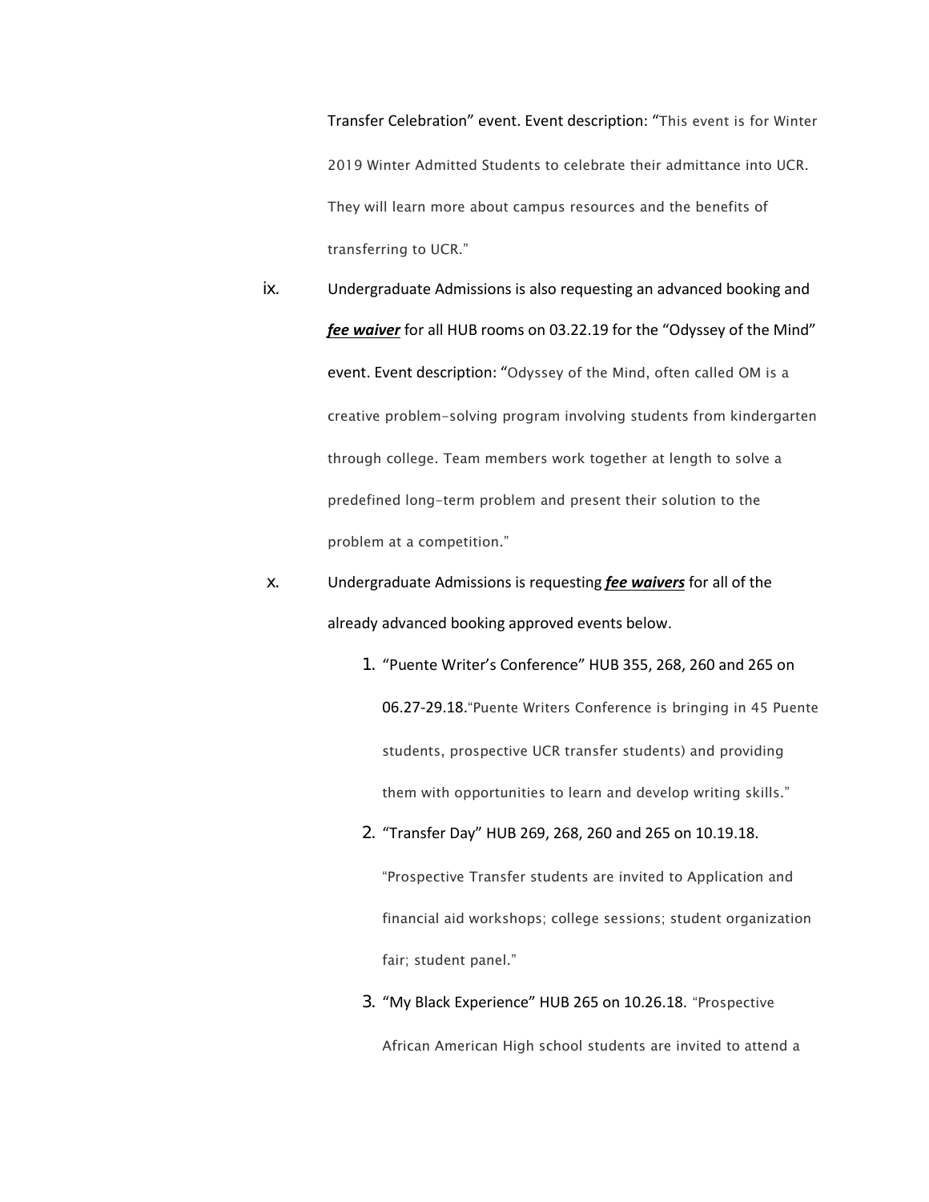Transfer Celebration" event. Event description: "This event is for Winter 2019 Winter Admitted Students to celebrate their admittance into UCR. They will learn more about campus resources and the benefits of transferring to UCR."

ix. Undergraduate Admissions is also requesting an advanced booking and ***fee waiver*** for all HUB rooms on 03.22.19 for the "Odyssey of the Mind" event. Event description: "Odyssey of the Mind, often called OM is a creative problem-solving program involving students from kindergarten through college. Team members work together at length to solve a predefined long-term problem and present their solution to the problem at a competition."

x. Undergraduate Admissions is requesting ***fee waivers*** for all of the already advanced booking approved events below.

1. "Puente Writer's Conference" HUB 355, 268, 260 and 265 on 06.27-29.18."Puente Writers Conference is bringing in 45 Puente students, prospective UCR transfer students) and providing them with opportunities to learn and develop writing skills."
2. "Transfer Day" HUB 269, 268, 260 and 265 on 10.19.18. "Prospective Transfer students are invited to Application and financial aid workshops; college sessions; student organization fair; student panel."
3. "My Black Experience" HUB 265 on 10.26.18. "Prospective African American High school students are invited to attend a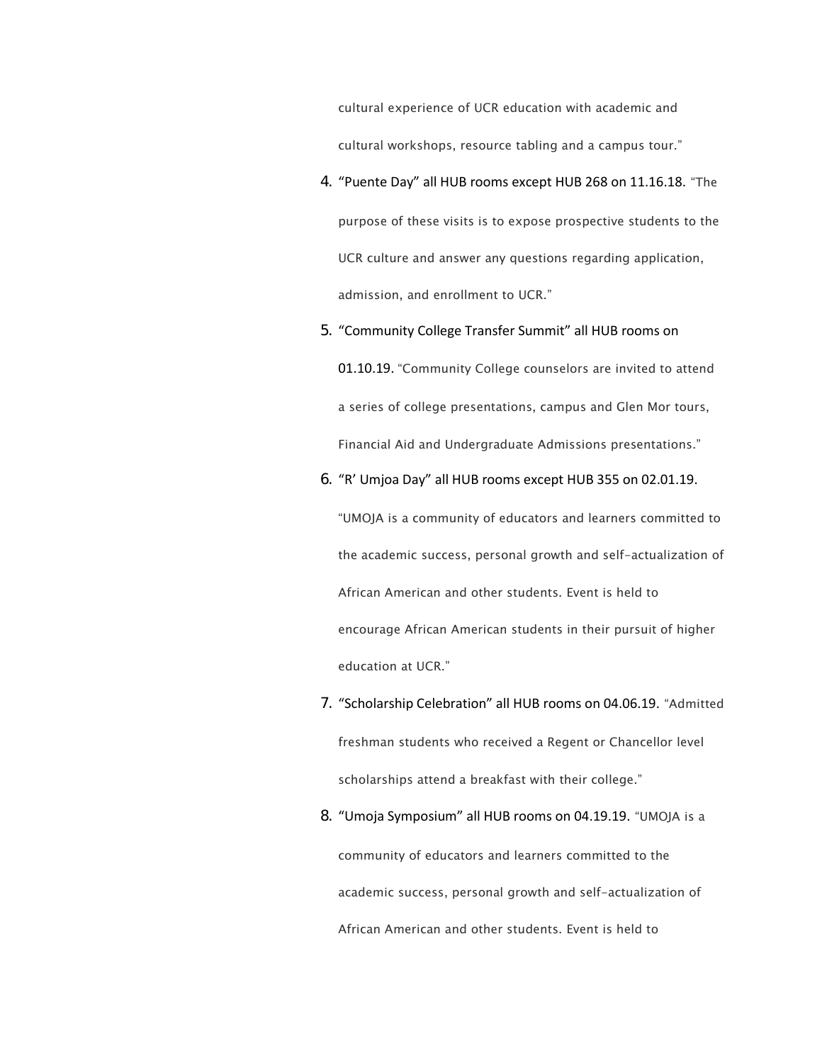cultural experience of UCR education with academic and cultural workshops, resource tabling and a campus tour."

4. "Puente Day" all HUB rooms except HUB 268 on 11.16.18. "The purpose of these visits is to expose prospective students to the UCR culture and answer any questions regarding application, admission, and enrollment to UCR."
5. "Community College Transfer Summit" all HUB rooms on 01.10.19. "Community College counselors are invited to attend a series of college presentations, campus and Glen Mor tours, Financial Aid and Undergraduate Admissions presentations."
6. "R' Umjoa Day" all HUB rooms except HUB 355 on 02.01.19. "UMOJA is a community of educators and learners committed to the academic success, personal growth and self-actualization of African American and other students. Event is held to encourage African American students in their pursuit of higher education at UCR."
7. "Scholarship Celebration" all HUB rooms on 04.06.19. "Admitted freshman students who received a Regent or Chancellor level scholarships attend a breakfast with their college."
8. "Umoja Symposium" all HUB rooms on 04.19.19. "UMOJA is a community of educators and learners committed to the academic success, personal growth and self-actualization of African American and other students. Event is held to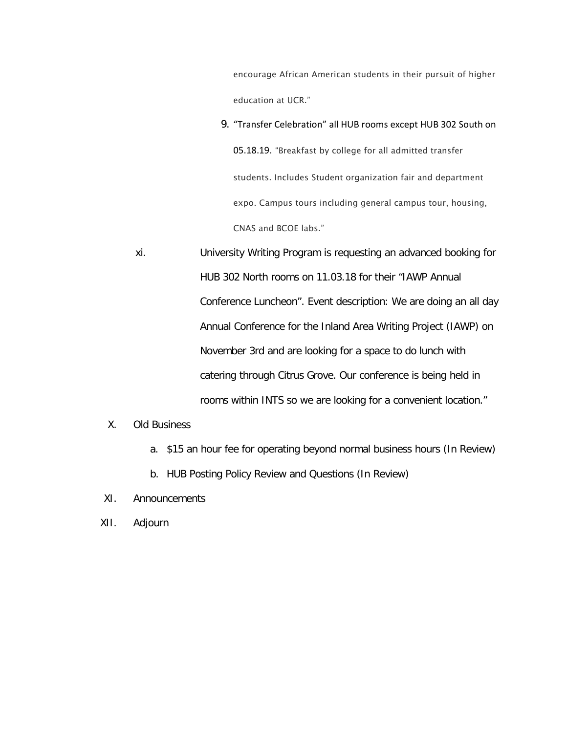encourage African American students in their pursuit of higher education at UCR."

9. "Transfer Celebration" all HUB rooms except HUB 302 South on 05.18.19. "Breakfast by college for all admitted transfer students. Includes Student organization fair and department expo. Campus tours including general campus tour, housing, CNAS and BCOE labs."

xi. University Writing Program is requesting an advanced booking for HUB 302 North rooms on 11.03.18 for their "IAWP Annual Conference Luncheon". Event description: We are doing an all day Annual Conference for the Inland Area Writing Project (IAWP) on November 3rd and are looking for a space to do lunch with catering through Citrus Grove. Our conference is being held in rooms within INTS so we are looking for a convenient location."

X. Old Business
   a. $15 an hour fee for operating beyond normal business hours (In Review)
   b. HUB Posting Policy Review and Questions (In Review)

XI. Announcements

XII. Adjourn